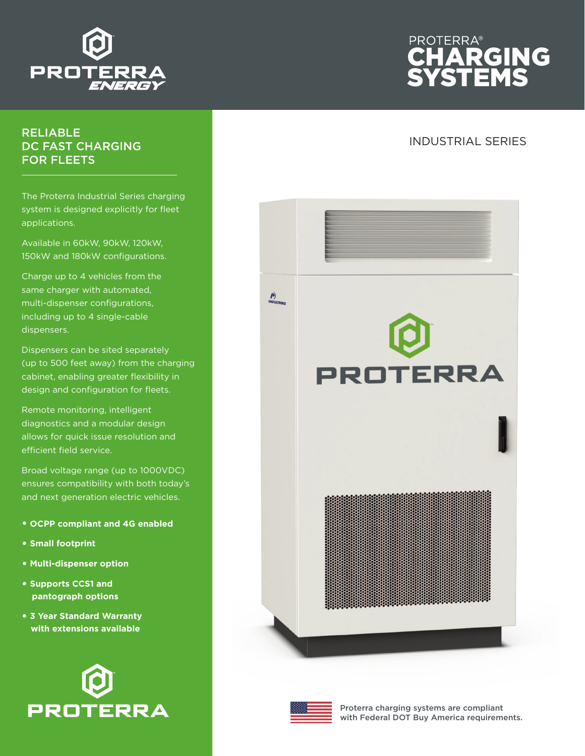PROTERRA ENERGY

# PROTERRA® CHARGING SYSTEMS

## INDUSTRIAL SERIES

## RELIABLE DC FAST CHARGING FOR FLEETS

The Proterra Industrial Series charging system is designed explicitly for fleet applications.

Available in 60kW, 90kW, 120kW, 150kW and 180kW configurations.

Charge up to 4 vehicles from the same charger with automated, multi-dispenser configurations, including up to 4 single-cable dispensers.

Dispensers can be sited separately (up to 500 feet away) from the charging cabinet, enabling greater flexibility in design and configuration for fleets.

Remote monitoring, intelligent diagnostics and a modular design allows for quick issue resolution and efficient field service.

Broad voltage range (up to 1000VDC) ensures compatibility with both today's and next generation electric vehicles.

- **OCPP compliant and 4G enabled**
- **Small footprint**
- **Multi-dispenser option**
- **Supports CCS1 and pantograph options**
- **3 Year Standard Warranty with extensions available**

PROTERRA

Proterra charging systems are compliant with Federal DOT Buy America requirements.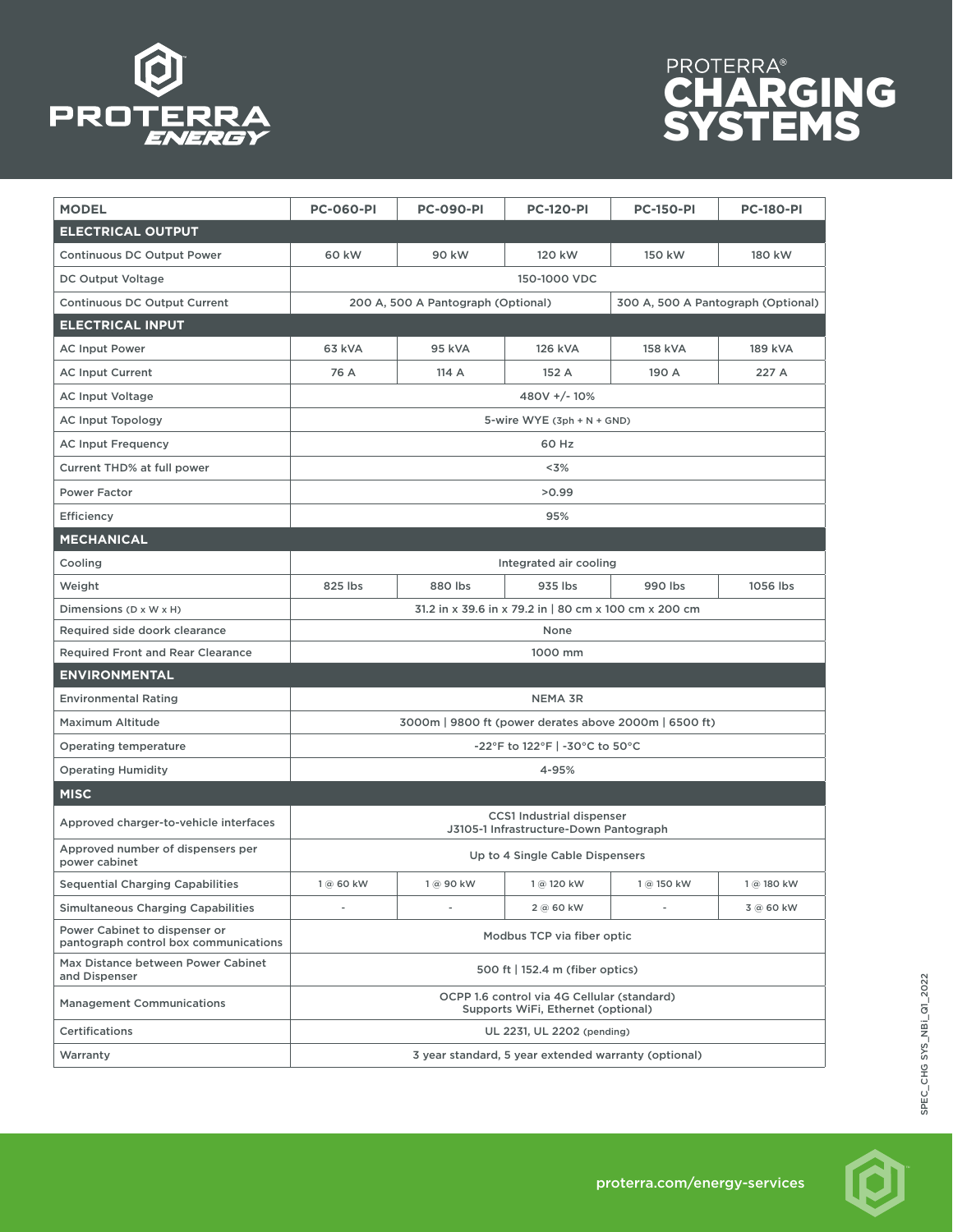PROTERRA ENERGY

PROTERRA®
# CHARGING SYSTEMS

| MODEL | PC-060-PI | PC-090-PI | PC-120-PI | PC-150-PI | PC-180-PI |
|---|---|---|---|---|---|
| **ELECTRICAL OUTPUT** | | | | | |
| Continuous DC Output Power | 60 kW | 90 kW | 120 kW | 150 kW | 180 kW |
| DC Output Voltage | 150-1000 VDC | | | | |
| Continuous DC Output Current | 200 A, 500 A Pantograph (Optional) | | | 300 A, 500 A Pantograph (Optional) | |
| **ELECTRICAL INPUT** | | | | | |
| AC Input Power | 63 kVA | 95 kVA | 126 kVA | 158 kVA | 189 kVA |
| AC Input Current | 76 A | 114 A | 152 A | 190 A | 227 A |
| AC Input Voltage | 480V +/- 10% | | | | |
| AC Input Topology | 5-wire WYE (3ph + N + GND) | | | | |
| AC Input Frequency | 60 Hz | | | | |
| Current THD% at full power | <3% | | | | |
| Power Factor | >0.99 | | | | |
| Efficiency | 95% | | | | |
| **MECHANICAL** | | | | | |
| Cooling | Integrated air cooling | | | | |
| Weight | 825 lbs | 880 lbs | 935 lbs | 990 lbs | 1056 lbs |
| Dimensions (D x W x H) | 31.2 in x 39.6 in x 79.2 in \| 80 cm x 100 cm x 200 cm | | | | |
| Required side doork clearance | None | | | | |
| Required Front and Rear Clearance | 1000 mm | | | | |
| **ENVIRONMENTAL** | | | | | |
| Environmental Rating | NEMA 3R | | | | |
| Maximum Altitude | 3000m \| 9800 ft (power derates above 2000m \| 6500 ft) | | | | |
| Operating temperature | -22°F to 122°F \| -30°C to 50°C | | | | |
| Operating Humidity | 4-95% | | | | |
| **MISC** | | | | | |
| Approved charger-to-vehicle interfaces | CCS1 Industrial dispenser<br>J3105-1 Infrastructure-Down Pantograph | | | | |
| Approved number of dispensers per power cabinet | Up to 4 Single Cable Dispensers | | | | |
| Sequential Charging Capabilities | 1 @ 60 kW | 1 @ 90 kW | 1 @ 120 kW | 1 @ 150 kW | 1 @ 180 kW |
| Simultaneous Charging Capabilities | - | - | 2 @ 60 kW | - | 3 @ 60 kW |
| Power Cabinet to dispenser or pantograph control box communications | Modbus TCP via fiber optic | | | | |
| Max Distance between Power Cabinet and Dispenser | 500 ft \| 152.4 m (fiber optics) | | | | |
| Management Communications | OCPP 1.6 control via 4G Cellular (standard)<br>Supports WiFi, Ethernet (optional) | | | | |
| Certifications | UL 2231, UL 2202 (pending) | | | | |
| Warranty | 3 year standard, 5 year extended warranty (optional) | | | | |

SPEC_CHG SYS_NBi_Q1_2022

proterra.com/energy-services